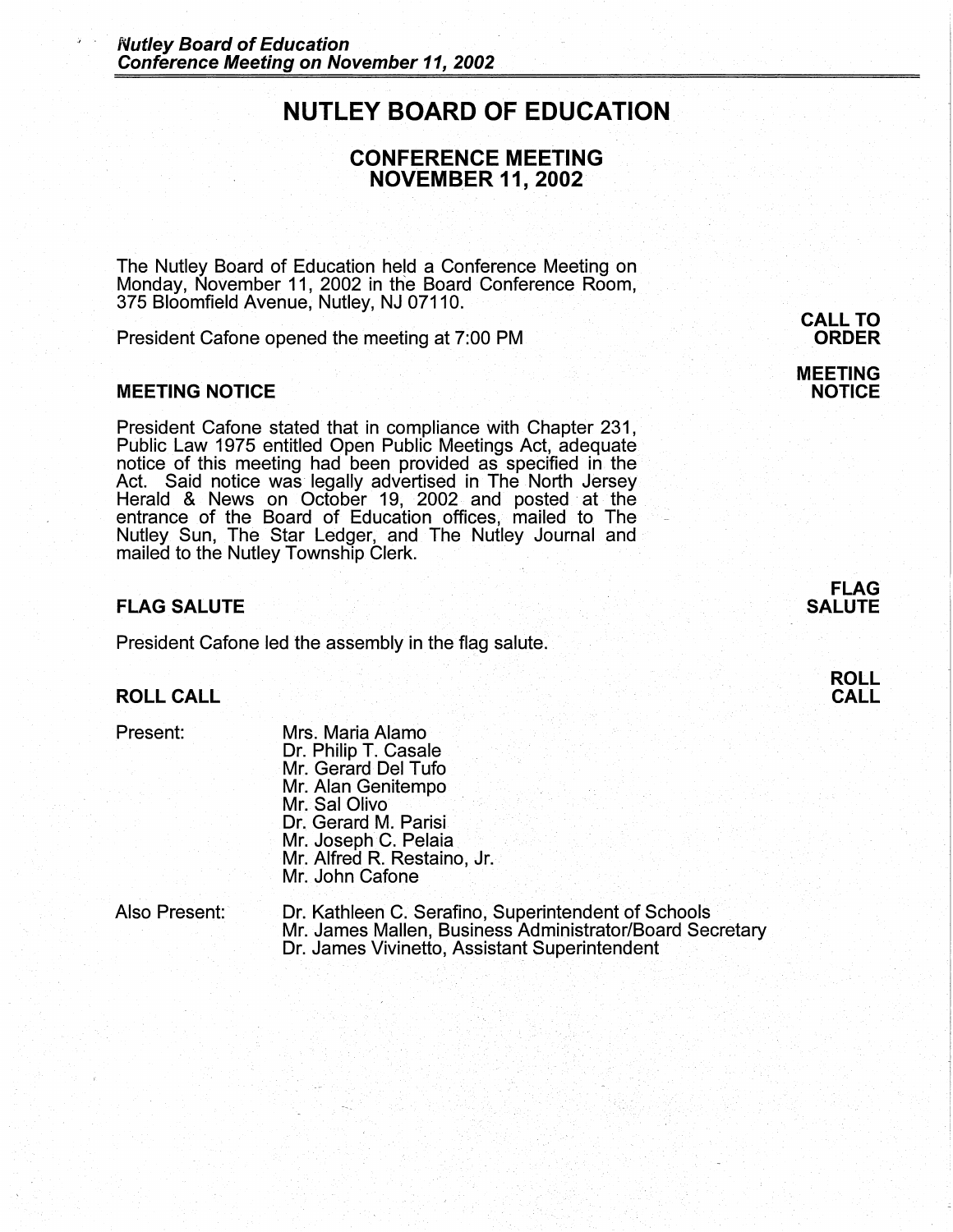# NUTLEY BOARD OF EDUCATION

## CONFERENCE MEETING
## NOVEMBER 11, 2002

The Nutley Board of Education held a Conference Meeting on Monday, November 11, 2002 in the Board Conference Room, 375 Bloomfield Avenue, Nutley, NJ 07110.

**CALL TO ORDER**

President Cafone opened the meeting at 7:00 PM

### MEETING NOTICE

President Cafone stated that in compliance with Chapter 231, Public Law 1975 entitled Open Public Meetings Act, adequate notice of this meeting had been provided as specified in the Act. Said notice was legally advertised in The North Jersey Herald & News on October 19, 2002 and posted at the entrance of the Board of Education offices, mailed to The Nutley Sun, The Star Ledger, and The Nutley Journal and mailed to the Nutley Township Clerk.

### FLAG SALUTE

President Cafone led the assembly in the flag salute.

### ROLL CALL

Present:

- Mrs. Maria Alamo
- Dr. Philip T. Casale
- Mr. Gerard Del Tufo
- Mr. Alan Genitempo
- Mr. Sal Olivo
- Dr. Gerard M. Parisi
- Mr. Joseph C. Pelaia
- Mr. Alfred R. Restaino, Jr.
- Mr. John Cafone

Also Present:

- Dr. Kathleen C. Serafino, Superintendent of Schools
- Mr. James Mallen, Business Administrator/Board Secretary
- Dr. James Vivinetto, Assistant Superintendent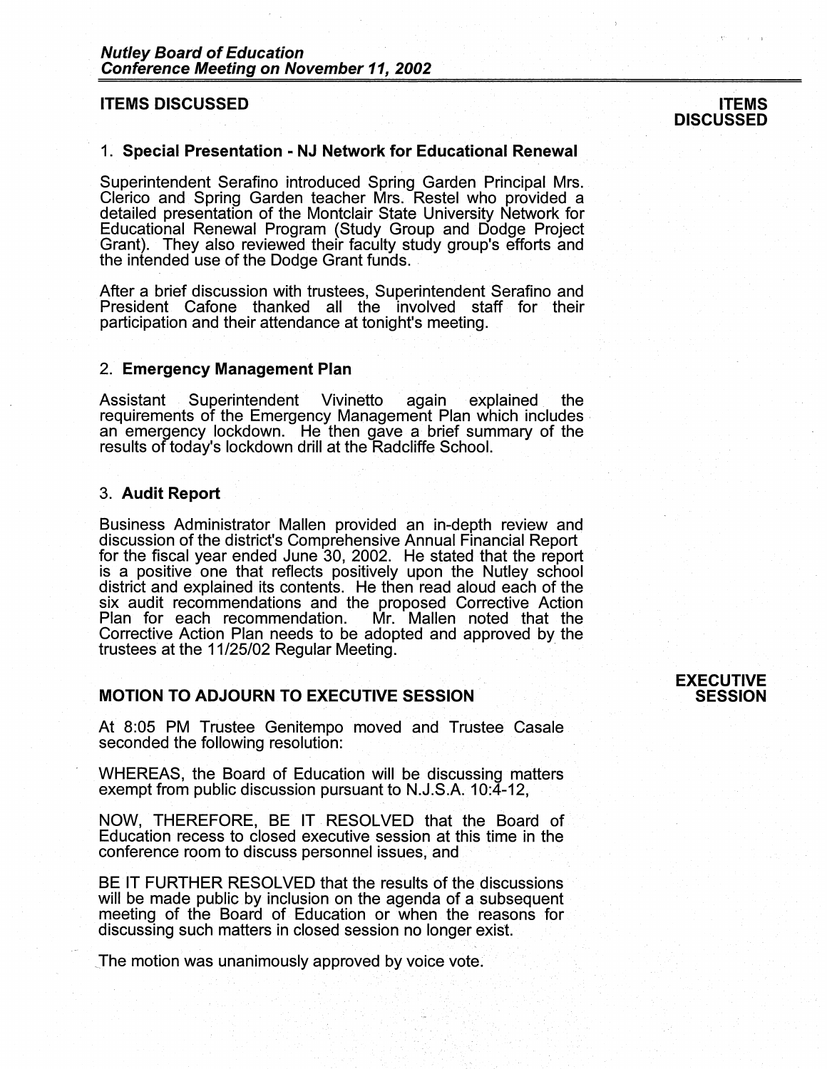## ITEMS DISCUSSED

### 1. Special Presentation - NJ Network for Educational Renewal

Superintendent Serafino introduced Spring Garden Principal Mrs. Clerico and Spring Garden teacher Mrs. Restel who provided a detailed presentation of the Montclair State University Network for Educational Renewal Program (Study Group and Dodge Project Grant). They also reviewed their faculty study group's efforts and the intended use of the Dodge Grant funds.

After a brief discussion with trustees, Superintendent Serafino and President Cafone thanked all the involved staff for their participation and their attendance at tonight's meeting.

### 2. Emergency Management Plan

Assistant Superintendent Vivinetto again explained the requirements of the Emergency Management Plan which includes an emergency lockdown. He then gave a brief summary of the results of today's lockdown drill at the Radcliffe School.

### 3. Audit Report

Business Administrator Mallen provided an in-depth review and discussion of the district's Comprehensive Annual Financial Report for the fiscal year ended June 30, 2002. He stated that the report is a positive one that reflects positively upon the Nutley school district and explained its contents. He then read aloud each of the six audit recommendations and the proposed Corrective Action Plan for each recommendation. Mr. Mallen noted that the Corrective Action Plan needs to be adopted and approved by the trustees at the 11/25/02 Regular Meeting.

## MOTION TO ADJOURN TO EXECUTIVE SESSION

At 8:05 PM Trustee Genitempo moved and Trustee Casale seconded the following resolution:

WHEREAS, the Board of Education will be discussing matters exempt from public discussion pursuant to N.J.S.A. 10:4-12,

NOW, THEREFORE, BE IT RESOLVED that the Board of Education recess to closed executive session at this time in the conference room to discuss personnel issues, and

BE IT FURTHER RESOLVED that the results of the discussions will be made public by inclusion on the agenda of a subsequent meeting of the Board of Education or when the reasons for discussing such matters in closed session no longer exist.

The motion was unanimously approved by voice vote.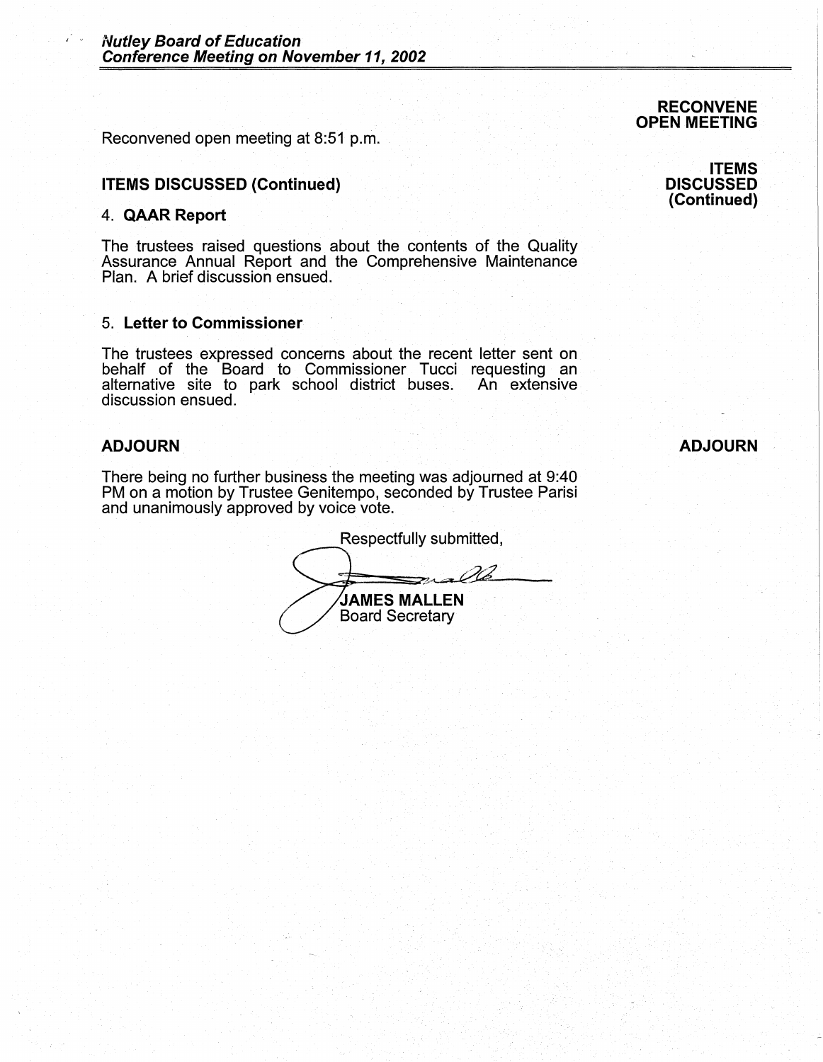**RECONVENE OPEN MEETING**

Reconvened open meeting at 8:51 p.m.

**ITEMS DISCUSSED (Continued)**

## ITEMS DISCUSSED (Continued)

4. **QAAR Report**

The trustees raised questions about the contents of the Quality Assurance Annual Report and the Comprehensive Maintenance Plan. A brief discussion ensued.

5. **Letter to Commissioner**

The trustees expressed concerns about the recent letter sent on behalf of the Board to Commissioner Tucci requesting an alternative site to park school district buses. An extensive discussion ensued.

**ADJOURN**

## ADJOURN

There being no further business the meeting was adjourned at 9:40 PM on a motion by Trustee Genitempo, seconded by Trustee Parisi and unanimously approved by voice vote.

Respectfully submitted,

**JAMES MALLEN**
Board Secretary